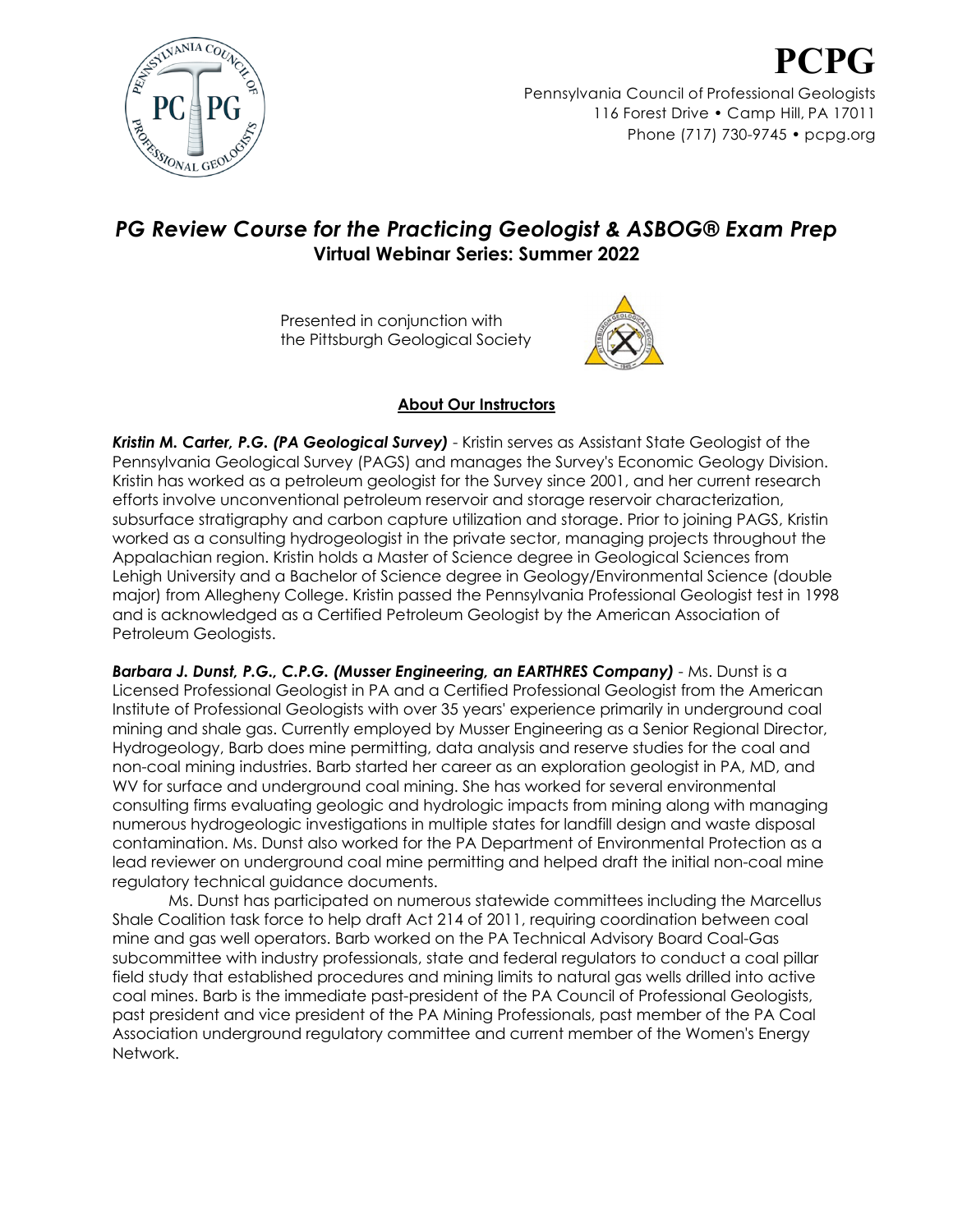# PCPG

Pennsylvania Council of Professional Geologists
116 Forest Drive • Camp Hill, PA 17011
Phone (717) 730-9745 • pcpg.org

## *PG Review Course for the Practicing Geologist & ASBOG® Exam Prep*

### Virtual Webinar Series: Summer 2022

Presented in conjunction with the Pittsburgh Geological Society

### About Our Instructors

***Kristin M. Carter, P.G. (PA Geological Survey)*** - Kristin serves as Assistant State Geologist of the Pennsylvania Geological Survey (PAGS) and manages the Survey's Economic Geology Division. Kristin has worked as a petroleum geologist for the Survey since 2001, and her current research efforts involve unconventional petroleum reservoir and storage reservoir characterization, subsurface stratigraphy and carbon capture utilization and storage. Prior to joining PAGS, Kristin worked as a consulting hydrogeologist in the private sector, managing projects throughout the Appalachian region. Kristin holds a Master of Science degree in Geological Sciences from Lehigh University and a Bachelor of Science degree in Geology/Environmental Science (double major) from Allegheny College. Kristin passed the Pennsylvania Professional Geologist test in 1998 and is acknowledged as a Certified Petroleum Geologist by the American Association of Petroleum Geologists.

***Barbara J. Dunst, P.G., C.P.G. (Musser Engineering, an EARTHRES Company)*** - Ms. Dunst is a Licensed Professional Geologist in PA and a Certified Professional Geologist from the American Institute of Professional Geologists with over 35 years' experience primarily in underground coal mining and shale gas. Currently employed by Musser Engineering as a Senior Regional Director, Hydrogeology, Barb does mine permitting, data analysis and reserve studies for the coal and non-coal mining industries. Barb started her career as an exploration geologist in PA, MD, and WV for surface and underground coal mining. She has worked for several environmental consulting firms evaluating geologic and hydrologic impacts from mining along with managing numerous hydrogeologic investigations in multiple states for landfill design and waste disposal contamination. Ms. Dunst also worked for the PA Department of Environmental Protection as a lead reviewer on underground coal mine permitting and helped draft the initial non-coal mine regulatory technical guidance documents.

Ms. Dunst has participated on numerous statewide committees including the Marcellus Shale Coalition task force to help draft Act 214 of 2011, requiring coordination between coal mine and gas well operators. Barb worked on the PA Technical Advisory Board Coal-Gas subcommittee with industry professionals, state and federal regulators to conduct a coal pillar field study that established procedures and mining limits to natural gas wells drilled into active coal mines. Barb is the immediate past-president of the PA Council of Professional Geologists, past president and vice president of the PA Mining Professionals, past member of the PA Coal Association underground regulatory committee and current member of the Women's Energy Network.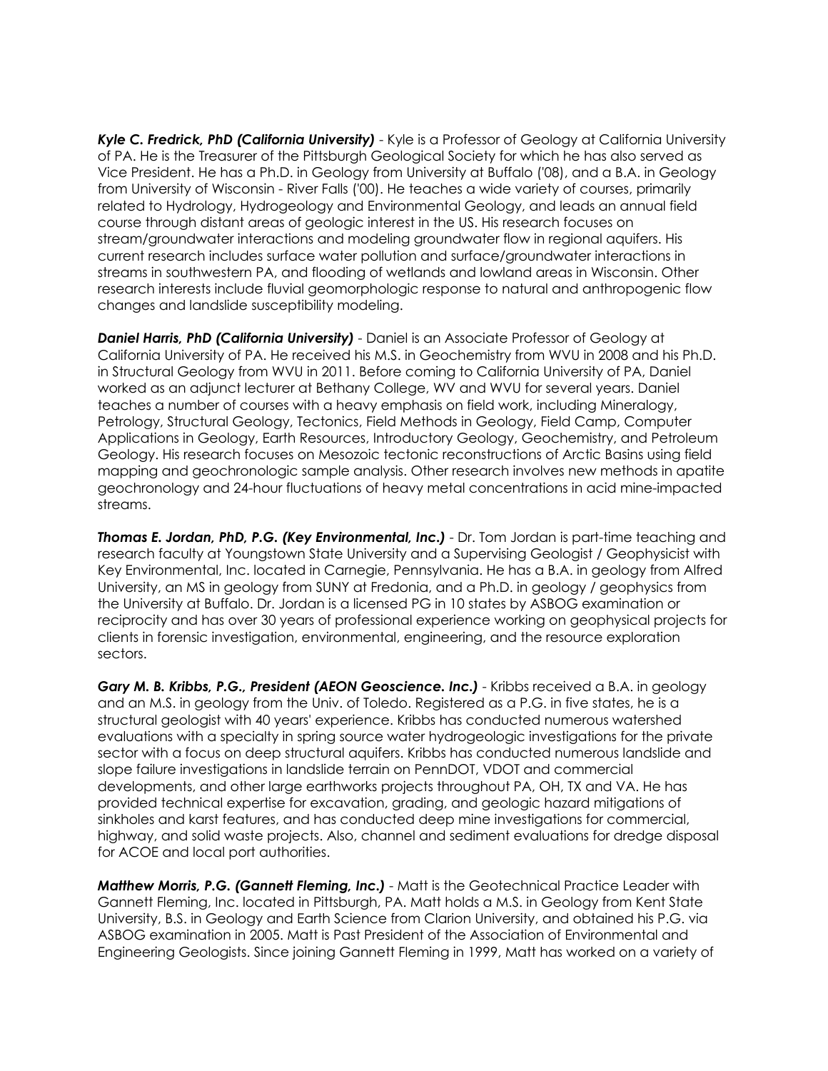***Kyle C. Fredrick, PhD (California University)*** - Kyle is a Professor of Geology at California University of PA. He is the Treasurer of the Pittsburgh Geological Society for which he has also served as Vice President. He has a Ph.D. in Geology from University at Buffalo ('08), and a B.A. in Geology from University of Wisconsin - River Falls ('00). He teaches a wide variety of courses, primarily related to Hydrology, Hydrogeology and Environmental Geology, and leads an annual field course through distant areas of geologic interest in the US. His research focuses on stream/groundwater interactions and modeling groundwater flow in regional aquifers. His current research includes surface water pollution and surface/groundwater interactions in streams in southwestern PA, and flooding of wetlands and lowland areas in Wisconsin. Other research interests include fluvial geomorphologic response to natural and anthropogenic flow changes and landslide susceptibility modeling.

***Daniel Harris, PhD (California University)*** - Daniel is an Associate Professor of Geology at California University of PA. He received his M.S. in Geochemistry from WVU in 2008 and his Ph.D. in Structural Geology from WVU in 2011. Before coming to California University of PA, Daniel worked as an adjunct lecturer at Bethany College, WV and WVU for several years. Daniel teaches a number of courses with a heavy emphasis on field work, including Mineralogy, Petrology, Structural Geology, Tectonics, Field Methods in Geology, Field Camp, Computer Applications in Geology, Earth Resources, Introductory Geology, Geochemistry, and Petroleum Geology. His research focuses on Mesozoic tectonic reconstructions of Arctic Basins using field mapping and geochronologic sample analysis. Other research involves new methods in apatite geochronology and 24-hour fluctuations of heavy metal concentrations in acid mine-impacted streams.

***Thomas E. Jordan, PhD, P.G. (Key Environmental, Inc.)*** - Dr. Tom Jordan is part-time teaching and research faculty at Youngstown State University and a Supervising Geologist / Geophysicist with Key Environmental, Inc. located in Carnegie, Pennsylvania. He has a B.A. in geology from Alfred University, an MS in geology from SUNY at Fredonia, and a Ph.D. in geology / geophysics from the University at Buffalo. Dr. Jordan is a licensed PG in 10 states by ASBOG examination or reciprocity and has over 30 years of professional experience working on geophysical projects for clients in forensic investigation, environmental, engineering, and the resource exploration sectors.

***Gary M. B. Kribbs, P.G., President (AEON Geoscience. Inc.)*** - Kribbs received a B.A. in geology and an M.S. in geology from the Univ. of Toledo. Registered as a P.G. in five states, he is a structural geologist with 40 years' experience. Kribbs has conducted numerous watershed evaluations with a specialty in spring source water hydrogeologic investigations for the private sector with a focus on deep structural aquifers. Kribbs has conducted numerous landslide and slope failure investigations in landslide terrain on PennDOT, VDOT and commercial developments, and other large earthworks projects throughout PA, OH, TX and VA. He has provided technical expertise for excavation, grading, and geologic hazard mitigations of sinkholes and karst features, and has conducted deep mine investigations for commercial, highway, and solid waste projects. Also, channel and sediment evaluations for dredge disposal for ACOE and local port authorities.

***Matthew Morris, P.G. (Gannett Fleming, Inc.)*** - Matt is the Geotechnical Practice Leader with Gannett Fleming, Inc. located in Pittsburgh, PA. Matt holds a M.S. in Geology from Kent State University, B.S. in Geology and Earth Science from Clarion University, and obtained his P.G. via ASBOG examination in 2005. Matt is Past President of the Association of Environmental and Engineering Geologists. Since joining Gannett Fleming in 1999, Matt has worked on a variety of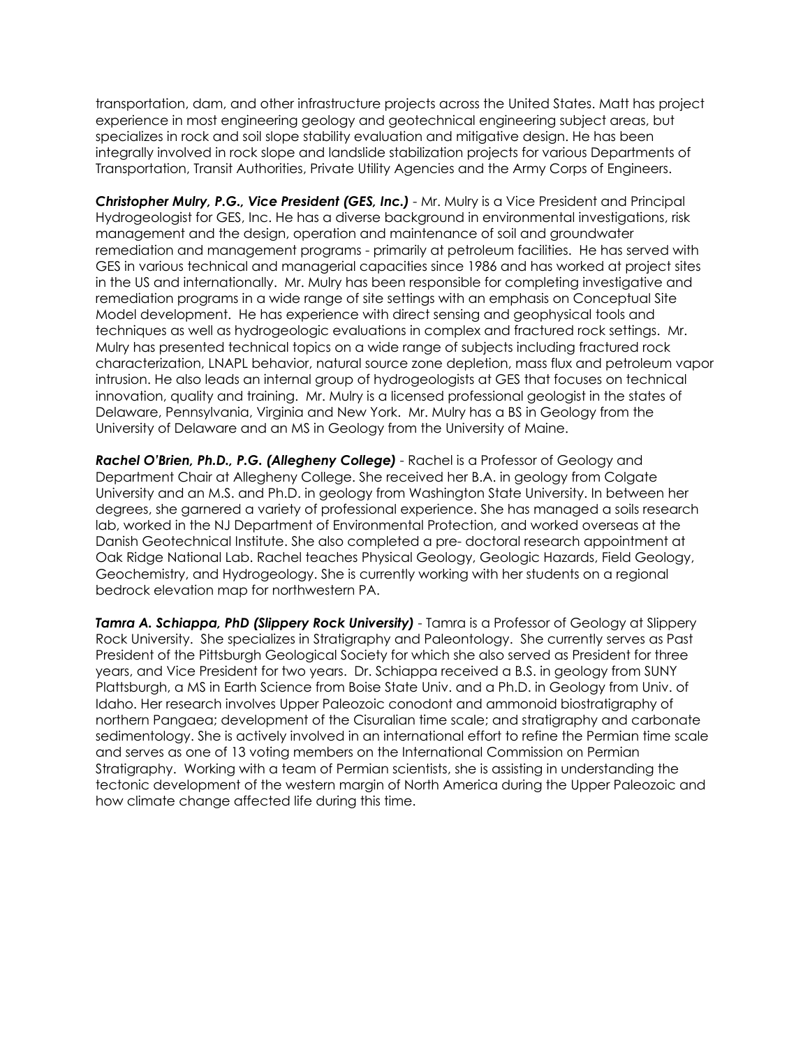transportation, dam, and other infrastructure projects across the United States. Matt has project experience in most engineering geology and geotechnical engineering subject areas, but specializes in rock and soil slope stability evaluation and mitigative design. He has been integrally involved in rock slope and landslide stabilization projects for various Departments of Transportation, Transit Authorities, Private Utility Agencies and the Army Corps of Engineers.

***Christopher Mulry, P.G., Vice President (GES, Inc.)*** - Mr. Mulry is a Vice President and Principal Hydrogeologist for GES, Inc. He has a diverse background in environmental investigations, risk management and the design, operation and maintenance of soil and groundwater remediation and management programs - primarily at petroleum facilities. He has served with GES in various technical and managerial capacities since 1986 and has worked at project sites in the US and internationally. Mr. Mulry has been responsible for completing investigative and remediation programs in a wide range of site settings with an emphasis on Conceptual Site Model development. He has experience with direct sensing and geophysical tools and techniques as well as hydrogeologic evaluations in complex and fractured rock settings. Mr. Mulry has presented technical topics on a wide range of subjects including fractured rock characterization, LNAPL behavior, natural source zone depletion, mass flux and petroleum vapor intrusion. He also leads an internal group of hydrogeologists at GES that focuses on technical innovation, quality and training. Mr. Mulry is a licensed professional geologist in the states of Delaware, Pennsylvania, Virginia and New York. Mr. Mulry has a BS in Geology from the University of Delaware and an MS in Geology from the University of Maine.

***Rachel O'Brien, Ph.D., P.G. (Allegheny College)*** - Rachel is a Professor of Geology and Department Chair at Allegheny College. She received her B.A. in geology from Colgate University and an M.S. and Ph.D. in geology from Washington State University. In between her degrees, she garnered a variety of professional experience. She has managed a soils research lab, worked in the NJ Department of Environmental Protection, and worked overseas at the Danish Geotechnical Institute. She also completed a pre- doctoral research appointment at Oak Ridge National Lab. Rachel teaches Physical Geology, Geologic Hazards, Field Geology, Geochemistry, and Hydrogeology. She is currently working with her students on a regional bedrock elevation map for northwestern PA.

***Tamra A. Schiappa, PhD (Slippery Rock University)*** - Tamra is a Professor of Geology at Slippery Rock University. She specializes in Stratigraphy and Paleontology. She currently serves as Past President of the Pittsburgh Geological Society for which she also served as President for three years, and Vice President for two years. Dr. Schiappa received a B.S. in geology from SUNY Plattsburgh, a MS in Earth Science from Boise State Univ. and a Ph.D. in Geology from Univ. of Idaho. Her research involves Upper Paleozoic conodont and ammonoid biostratigraphy of northern Pangaea; development of the Cisuralian time scale; and stratigraphy and carbonate sedimentology. She is actively involved in an international effort to refine the Permian time scale and serves as one of 13 voting members on the International Commission on Permian Stratigraphy. Working with a team of Permian scientists, she is assisting in understanding the tectonic development of the western margin of North America during the Upper Paleozoic and how climate change affected life during this time.